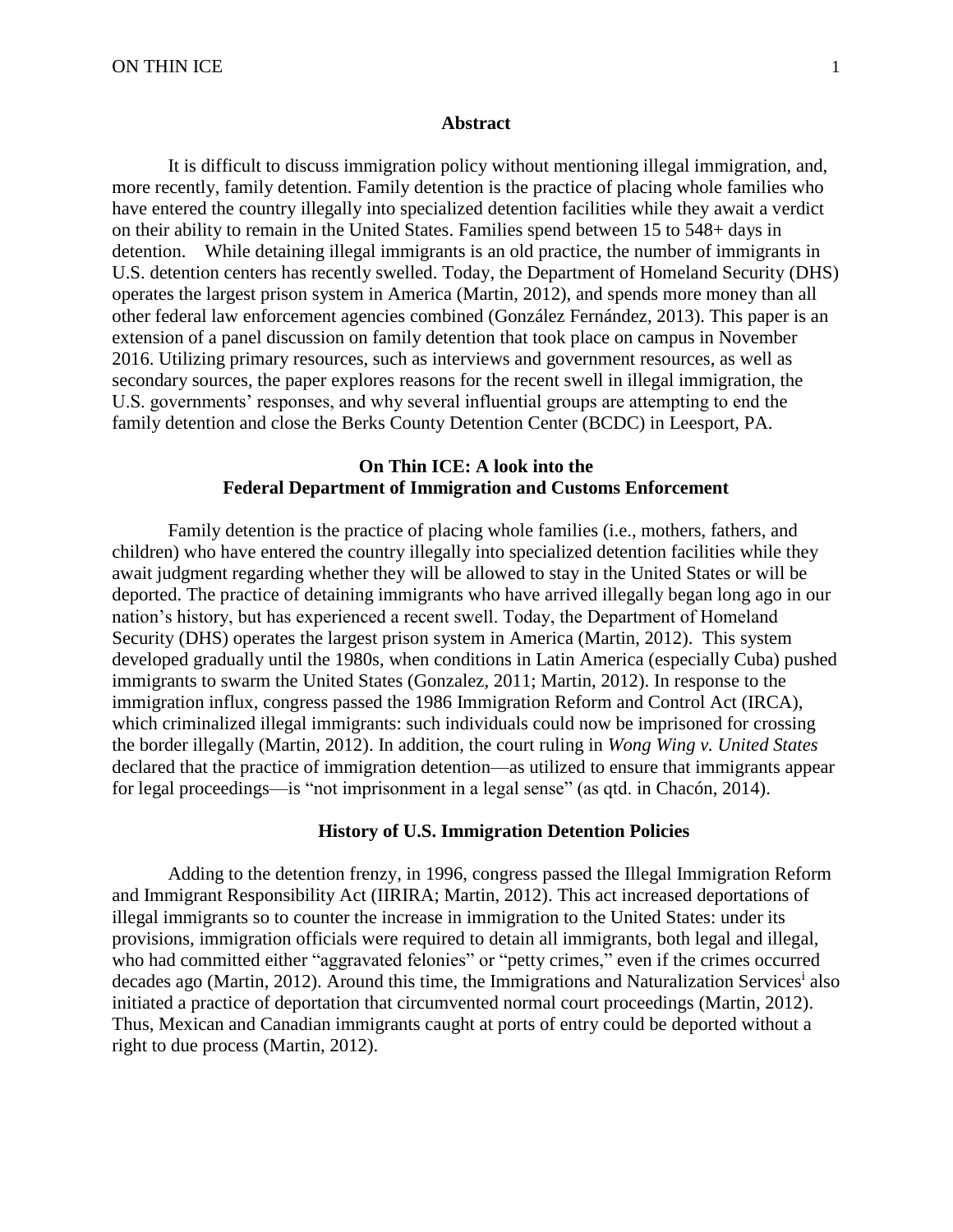## Abstract

It is difficult to discuss immigration policy without mentioning illegal immigration, and, more recently, family detention. Family detention is the practice of placing whole families who have entered the country illegally into specialized detention facilities while they await a verdict on their ability to remain in the United States. Families spend between 15 to 548+ days in detention. While detaining illegal immigrants is an old practice, the number of immigrants in U.S. detention centers has recently swelled. Today, the Department of Homeland Security (DHS) operates the largest prison system in America (Martin, 2012), and spends more money than all other federal law enforcement agencies combined (González Fernández, 2013). This paper is an extension of a panel discussion on family detention that took place on campus in November 2016. Utilizing primary resources, such as interviews and government resources, as well as secondary sources, the paper explores reasons for the recent swell in illegal immigration, the U.S. governments' responses, and why several influential groups are attempting to end the family detention and close the Berks County Detention Center (BCDC) in Leesport, PA.

# On Thin ICE: A look into the Federal Department of Immigration and Customs Enforcement

Family detention is the practice of placing whole families (i.e., mothers, fathers, and children) who have entered the country illegally into specialized detention facilities while they await judgment regarding whether they will be allowed to stay in the United States or will be deported. The practice of detaining immigrants who have arrived illegally began long ago in our nation's history, but has experienced a recent swell. Today, the Department of Homeland Security (DHS) operates the largest prison system in America (Martin, 2012). This system developed gradually until the 1980s, when conditions in Latin America (especially Cuba) pushed immigrants to swarm the United States (Gonzalez, 2011; Martin, 2012). In response to the immigration influx, congress passed the 1986 Immigration Reform and Control Act (IRCA), which criminalized illegal immigrants: such individuals could now be imprisoned for crossing the border illegally (Martin, 2012). In addition, the court ruling in *Wong Wing v. United States* declared that the practice of immigration detention—as utilized to ensure that immigrants appear for legal proceedings—is "not imprisonment in a legal sense" (as qtd. in Chacón, 2014).

## History of U.S. Immigration Detention Policies

Adding to the detention frenzy, in 1996, congress passed the Illegal Immigration Reform and Immigrant Responsibility Act (IIRIRA; Martin, 2012). This act increased deportations of illegal immigrants so to counter the increase in immigration to the United States: under its provisions, immigration officials were required to detain all immigrants, both legal and illegal, who had committed either "aggravated felonies" or "petty crimes," even if the crimes occurred decades ago (Martin, 2012). Around this time, the Immigrations and Naturalization Services[i] also initiated a practice of deportation that circumvented normal court proceedings (Martin, 2012). Thus, Mexican and Canadian immigrants caught at ports of entry could be deported without a right to due process (Martin, 2012).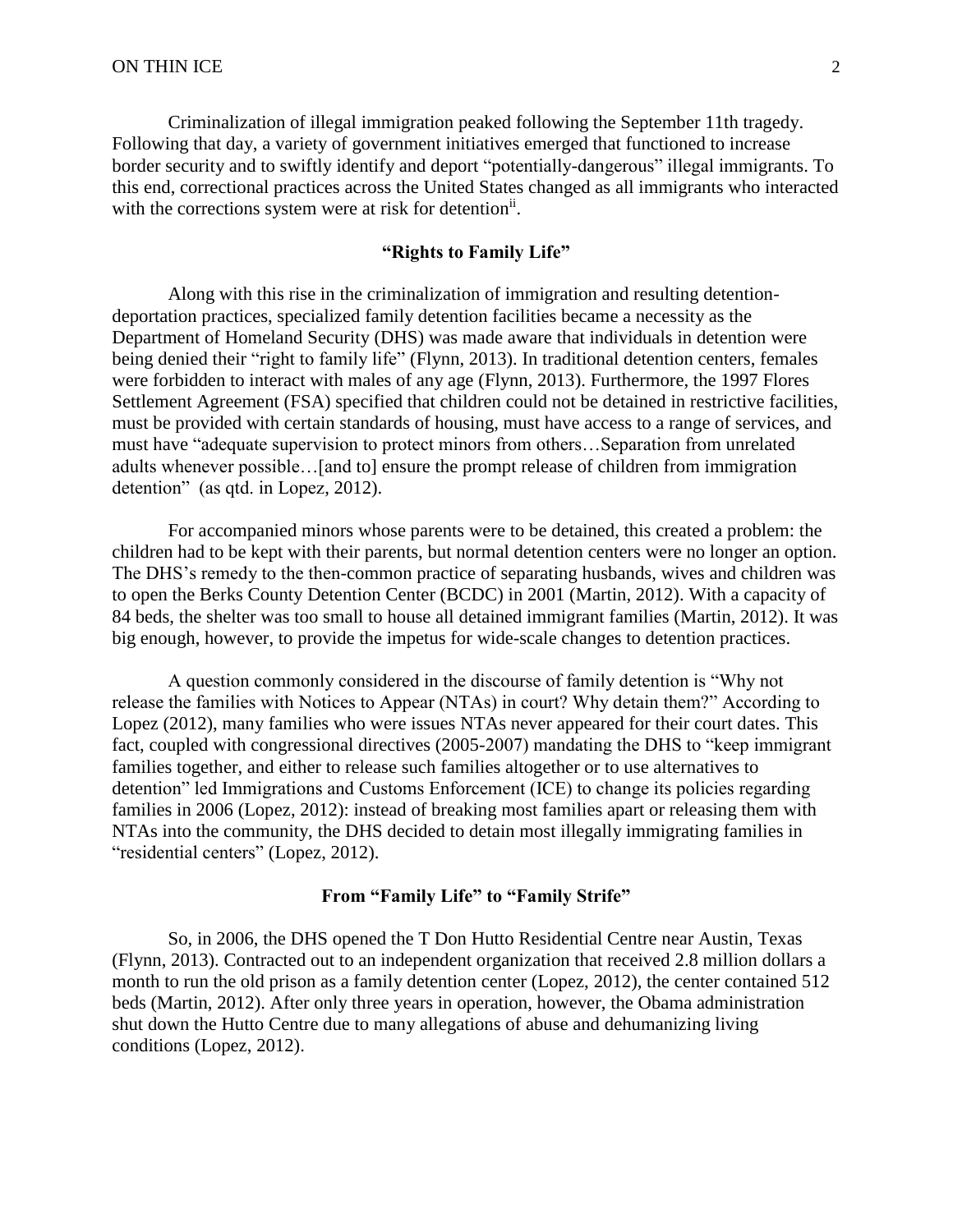Criminalization of illegal immigration peaked following the September 11th tragedy. Following that day, a variety of government initiatives emerged that functioned to increase border security and to swiftly identify and deport "potentially-dangerous" illegal immigrants. To this end, correctional practices across the United States changed as all immigrants who interacted with the corrections system were at risk for detention[ii].

## "Rights to Family Life"

Along with this rise in the criminalization of immigration and resulting detention-deportation practices, specialized family detention facilities became a necessity as the Department of Homeland Security (DHS) was made aware that individuals in detention were being denied their "right to family life" (Flynn, 2013). In traditional detention centers, females were forbidden to interact with males of any age (Flynn, 2013). Furthermore, the 1997 Flores Settlement Agreement (FSA) specified that children could not be detained in restrictive facilities, must be provided with certain standards of housing, must have access to a range of services, and must have "adequate supervision to protect minors from others…Separation from unrelated adults whenever possible…[and to] ensure the prompt release of children from immigration detention" (as qtd. in Lopez, 2012).

For accompanied minors whose parents were to be detained, this created a problem: the children had to be kept with their parents, but normal detention centers were no longer an option. The DHS's remedy to the then-common practice of separating husbands, wives and children was to open the Berks County Detention Center (BCDC) in 2001 (Martin, 2012). With a capacity of 84 beds, the shelter was too small to house all detained immigrant families (Martin, 2012). It was big enough, however, to provide the impetus for wide-scale changes to detention practices.

A question commonly considered in the discourse of family detention is "Why not release the families with Notices to Appear (NTAs) in court? Why detain them?" According to Lopez (2012), many families who were issues NTAs never appeared for their court dates. This fact, coupled with congressional directives (2005-2007) mandating the DHS to "keep immigrant families together, and either to release such families altogether or to use alternatives to detention" led Immigrations and Customs Enforcement (ICE) to change its policies regarding families in 2006 (Lopez, 2012): instead of breaking most families apart or releasing them with NTAs into the community, the DHS decided to detain most illegally immigrating families in "residential centers" (Lopez, 2012).

## From "Family Life" to "Family Strife"

So, in 2006, the DHS opened the T Don Hutto Residential Centre near Austin, Texas (Flynn, 2013). Contracted out to an independent organization that received 2.8 million dollars a month to run the old prison as a family detention center (Lopez, 2012), the center contained 512 beds (Martin, 2012). After only three years in operation, however, the Obama administration shut down the Hutto Centre due to many allegations of abuse and dehumanizing living conditions (Lopez, 2012).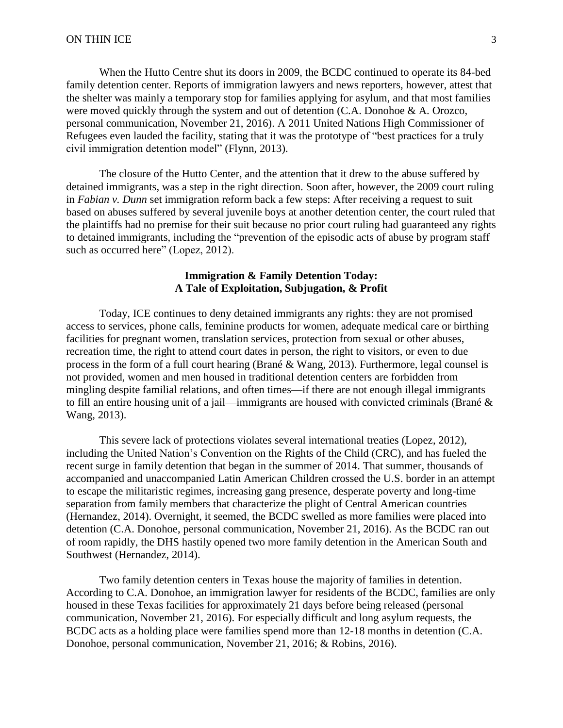When the Hutto Centre shut its doors in 2009, the BCDC continued to operate its 84-bed family detention center. Reports of immigration lawyers and news reporters, however, attest that the shelter was mainly a temporary stop for families applying for asylum, and that most families were moved quickly through the system and out of detention (C.A. Donohoe & A. Orozco, personal communication, November 21, 2016). A 2011 United Nations High Commissioner of Refugees even lauded the facility, stating that it was the prototype of "best practices for a truly civil immigration detention model" (Flynn, 2013).

The closure of the Hutto Center, and the attention that it drew to the abuse suffered by detained immigrants, was a step in the right direction. Soon after, however, the 2009 court ruling in *Fabian v. Dunn* set immigration reform back a few steps: After receiving a request to suit based on abuses suffered by several juvenile boys at another detention center, the court ruled that the plaintiffs had no premise for their suit because no prior court ruling had guaranteed any rights to detained immigrants, including the "prevention of the episodic acts of abuse by program staff such as occurred here" (Lopez, 2012).

## Immigration & Family Detention Today: A Tale of Exploitation, Subjugation, & Profit

Today, ICE continues to deny detained immigrants any rights: they are not promised access to services, phone calls, feminine products for women, adequate medical care or birthing facilities for pregnant women, translation services, protection from sexual or other abuses, recreation time, the right to attend court dates in person, the right to visitors, or even to due process in the form of a full court hearing (Brané & Wang, 2013). Furthermore, legal counsel is not provided, women and men housed in traditional detention centers are forbidden from mingling despite familial relations, and often times—if there are not enough illegal immigrants to fill an entire housing unit of a jail—immigrants are housed with convicted criminals (Brané & Wang, 2013).

This severe lack of protections violates several international treaties (Lopez, 2012), including the United Nation's Convention on the Rights of the Child (CRC), and has fueled the recent surge in family detention that began in the summer of 2014. That summer, thousands of accompanied and unaccompanied Latin American Children crossed the U.S. border in an attempt to escape the militaristic regimes, increasing gang presence, desperate poverty and long-time separation from family members that characterize the plight of Central American countries (Hernandez, 2014). Overnight, it seemed, the BCDC swelled as more families were placed into detention (C.A. Donohoe, personal communication, November 21, 2016). As the BCDC ran out of room rapidly, the DHS hastily opened two more family detention in the American South and Southwest (Hernandez, 2014).

Two family detention centers in Texas house the majority of families in detention. According to C.A. Donohoe, an immigration lawyer for residents of the BCDC, families are only housed in these Texas facilities for approximately 21 days before being released (personal communication, November 21, 2016). For especially difficult and long asylum requests, the BCDC acts as a holding place were families spend more than 12-18 months in detention (C.A. Donohoe, personal communication, November 21, 2016; & Robins, 2016).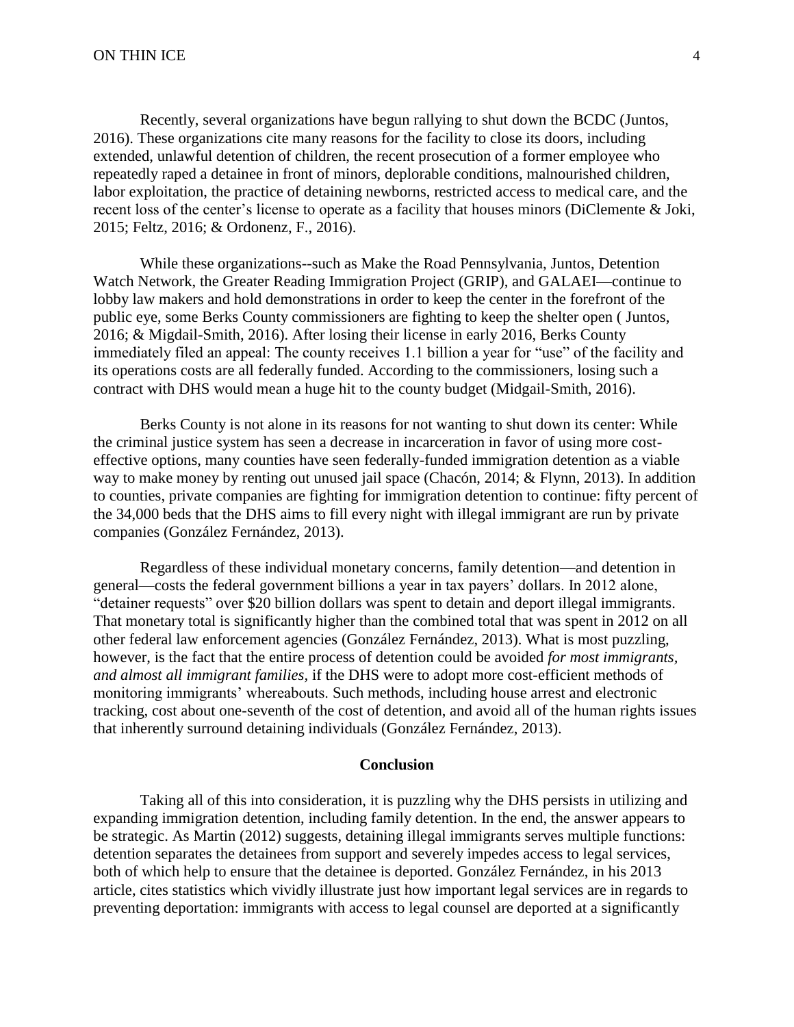Recently, several organizations have begun rallying to shut down the BCDC (Juntos, 2016). These organizations cite many reasons for the facility to close its doors, including extended, unlawful detention of children, the recent prosecution of a former employee who repeatedly raped a detainee in front of minors, deplorable conditions, malnourished children, labor exploitation, the practice of detaining newborns, restricted access to medical care, and the recent loss of the center's license to operate as a facility that houses minors (DiClemente & Joki, 2015; Feltz, 2016; & Ordonenz, F., 2016).

While these organizations--such as Make the Road Pennsylvania, Juntos, Detention Watch Network, the Greater Reading Immigration Project (GRIP), and GALAEI—continue to lobby law makers and hold demonstrations in order to keep the center in the forefront of the public eye, some Berks County commissioners are fighting to keep the shelter open ( Juntos, 2016; & Migdail-Smith, 2016). After losing their license in early 2016, Berks County immediately filed an appeal: The county receives 1.1 billion a year for "use" of the facility and its operations costs are all federally funded. According to the commissioners, losing such a contract with DHS would mean a huge hit to the county budget (Midgail-Smith, 2016).

Berks County is not alone in its reasons for not wanting to shut down its center: While the criminal justice system has seen a decrease in incarceration in favor of using more cost-effective options, many counties have seen federally-funded immigration detention as a viable way to make money by renting out unused jail space (Chacón, 2014; & Flynn, 2013). In addition to counties, private companies are fighting for immigration detention to continue: fifty percent of the 34,000 beds that the DHS aims to fill every night with illegal immigrant are run by private companies (González Fernández, 2013).

Regardless of these individual monetary concerns, family detention—and detention in general—costs the federal government billions a year in tax payers' dollars. In 2012 alone, "detainer requests" over \$20 billion dollars was spent to detain and deport illegal immigrants. That monetary total is significantly higher than the combined total that was spent in 2012 on all other federal law enforcement agencies (González Fernández, 2013). What is most puzzling, however, is the fact that the entire process of detention could be avoided *for most immigrants, and almost all immigrant families,* if the DHS were to adopt more cost-efficient methods of monitoring immigrants' whereabouts. Such methods, including house arrest and electronic tracking, cost about one-seventh of the cost of detention, and avoid all of the human rights issues that inherently surround detaining individuals (González Fernández, 2013).

## Conclusion

Taking all of this into consideration, it is puzzling why the DHS persists in utilizing and expanding immigration detention, including family detention. In the end, the answer appears to be strategic. As Martin (2012) suggests, detaining illegal immigrants serves multiple functions: detention separates the detainees from support and severely impedes access to legal services, both of which help to ensure that the detainee is deported. González Fernández, in his 2013 article, cites statistics which vividly illustrate just how important legal services are in regards to preventing deportation: immigrants with access to legal counsel are deported at a significantly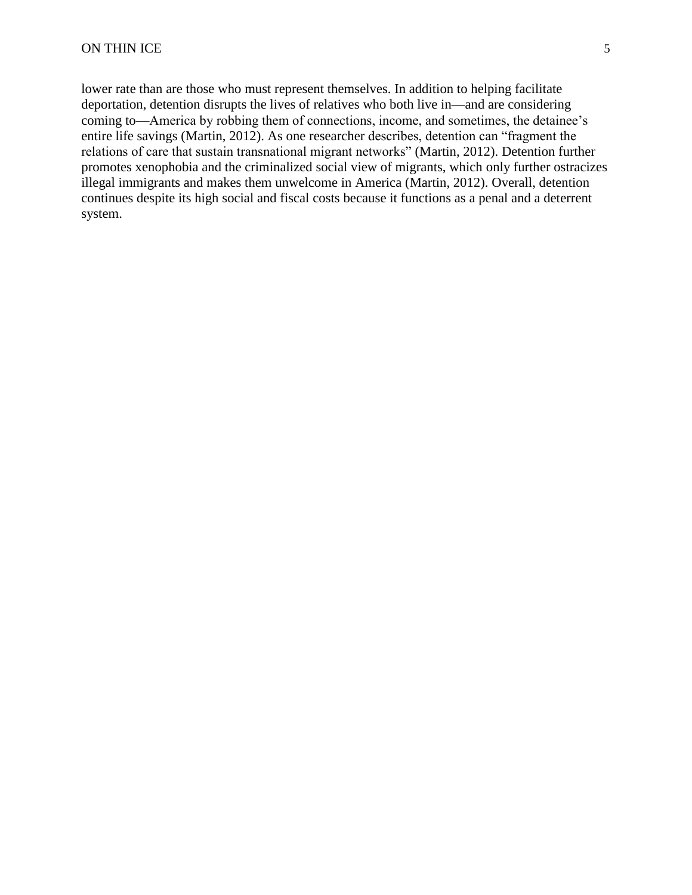lower rate than are those who must represent themselves. In addition to helping facilitate deportation, detention disrupts the lives of relatives who both live in—and are considering coming to—America by robbing them of connections, income, and sometimes, the detainee's entire life savings (Martin, 2012). As one researcher describes, detention can "fragment the relations of care that sustain transnational migrant networks" (Martin, 2012). Detention further promotes xenophobia and the criminalized social view of migrants, which only further ostracizes illegal immigrants and makes them unwelcome in America (Martin, 2012). Overall, detention continues despite its high social and fiscal costs because it functions as a penal and a deterrent system.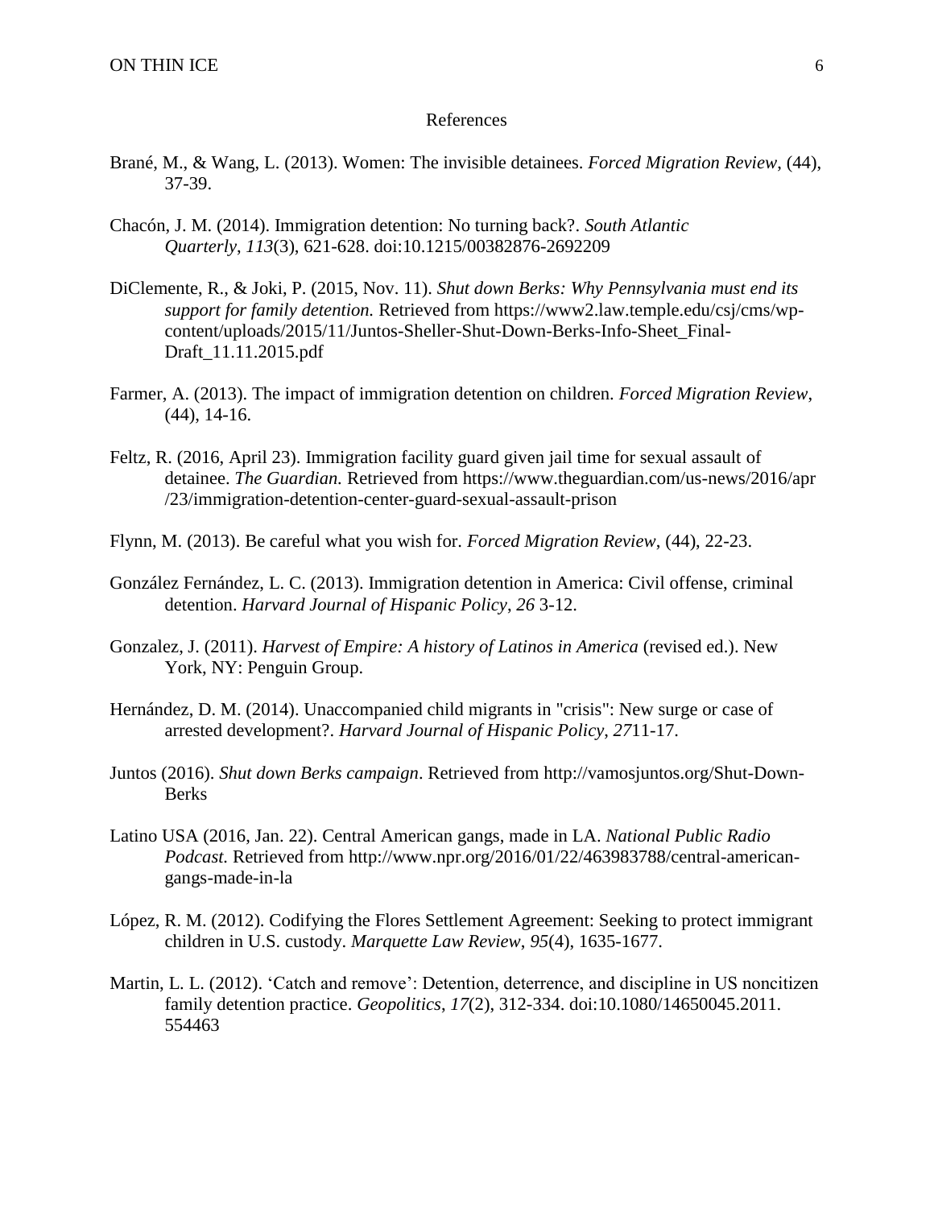# References

Brané, M., & Wang, L. (2013). Women: The invisible detainees. *Forced Migration Review*, (44), 37-39.

Chacón, J. M. (2014). Immigration detention: No turning back?. *South Atlantic Quarterly*, *113*(3), 621-628. doi:10.1215/00382876-2692209

DiClemente, R., & Joki, P. (2015, Nov. 11). *Shut down Berks: Why Pennsylvania must end its support for family detention.* Retrieved from https://www2.law.temple.edu/csj/cms/wp-content/uploads/2015/11/Juntos-Sheller-Shut-Down-Berks-Info-Sheet_Final-Draft_11.11.2015.pdf

Farmer, A. (2013). The impact of immigration detention on children. *Forced Migration Review*, (44), 14-16.

Feltz, R. (2016, April 23). Immigration facility guard given jail time for sexual assault of detainee. *The Guardian.* Retrieved from https://www.theguardian.com/us-news/2016/apr/23/immigration-detention-center-guard-sexual-assault-prison

Flynn, M. (2013). Be careful what you wish for. *Forced Migration Review*, (44), 22-23.

González Fernández, L. C. (2013). Immigration detention in America: Civil offense, criminal detention. *Harvard Journal of Hispanic Policy*, *26* 3-12.

Gonzalez, J. (2011). *Harvest of Empire: A history of Latinos in America* (revised ed.). New York, NY: Penguin Group.

Hernández, D. M. (2014). Unaccompanied child migrants in "crisis": New surge or case of arrested development?. *Harvard Journal of Hispanic Policy*, *27*11-17.

Juntos (2016). *Shut down Berks campaign*. Retrieved from http://vamosjuntos.org/Shut-Down-Berks

Latino USA (2016, Jan. 22). Central American gangs, made in LA. *National Public Radio Podcast.* Retrieved from http://www.npr.org/2016/01/22/463983788/central-american-gangs-made-in-la

López, R. M. (2012). Codifying the Flores Settlement Agreement: Seeking to protect immigrant children in U.S. custody. *Marquette Law Review*, *95*(4), 1635-1677.

Martin, L. L. (2012). 'Catch and remove': Detention, deterrence, and discipline in US noncitizen family detention practice. *Geopolitics*, *17*(2), 312-334. doi:10.1080/14650045.2011.554463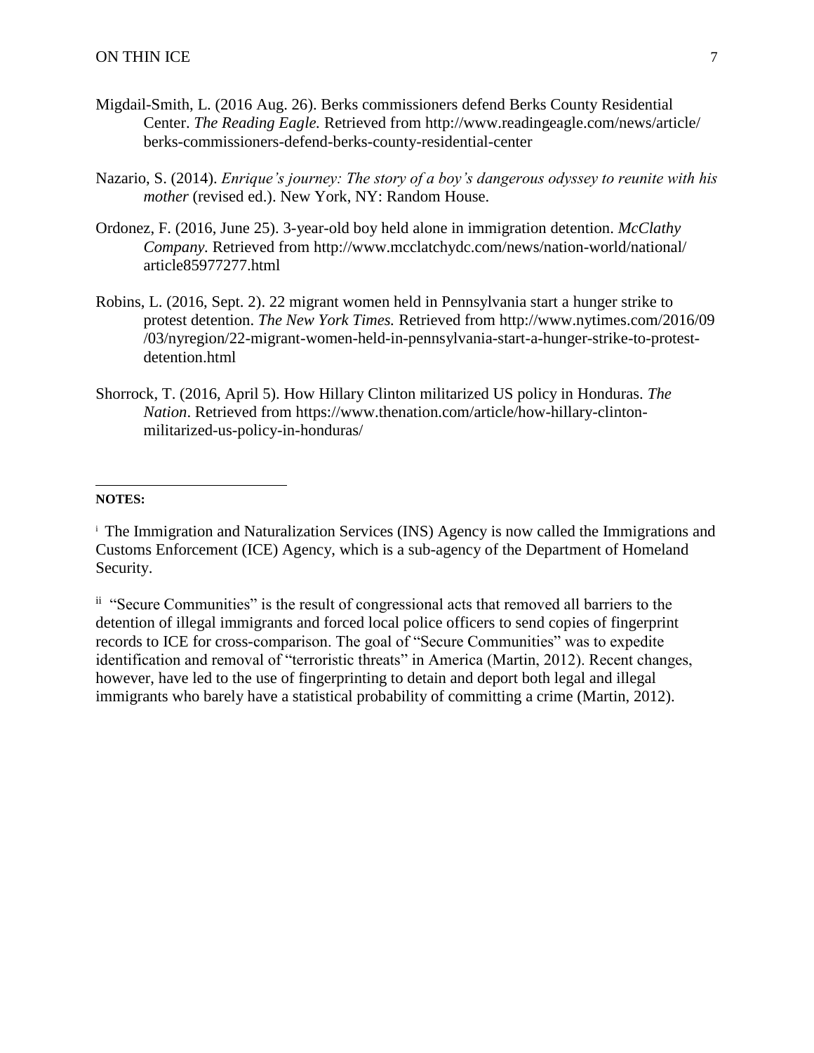Migdail-Smith, L. (2016 Aug. 26). Berks commissioners defend Berks County Residential Center. *The Reading Eagle.* Retrieved from http://www.readingeagle.com/news/article/berks-commissioners-defend-berks-county-residential-center

Nazario, S. (2014). *Enrique's journey: The story of a boy's dangerous odyssey to reunite with his mother* (revised ed.). New York, NY: Random House.

Ordonez, F. (2016, June 25). 3-year-old boy held alone in immigration detention. *McClathy Company.* Retrieved from http://www.mcclatchydc.com/news/nation-world/national/article85977277.html

Robins, L. (2016, Sept. 2). 22 migrant women held in Pennsylvania start a hunger strike to protest detention. *The New York Times.* Retrieved from http://www.nytimes.com/2016/09/03/nyregion/22-migrant-women-held-in-pennsylvania-start-a-hunger-strike-to-protest-detention.html

Shorrock, T. (2016, April 5). How Hillary Clinton militarized US policy in Honduras. *The Nation*. Retrieved from https://www.thenation.com/article/how-hillary-clinton-militarized-us-policy-in-honduras/

---

**NOTES:**

[i] The Immigration and Naturalization Services (INS) Agency is now called the Immigrations and Customs Enforcement (ICE) Agency, which is a sub-agency of the Department of Homeland Security.

[ii] "Secure Communities" is the result of congressional acts that removed all barriers to the detention of illegal immigrants and forced local police officers to send copies of fingerprint records to ICE for cross-comparison. The goal of "Secure Communities" was to expedite identification and removal of "terroristic threats" in America (Martin, 2012). Recent changes, however, have led to the use of fingerprinting to detain and deport both legal and illegal immigrants who barely have a statistical probability of committing a crime (Martin, 2012).